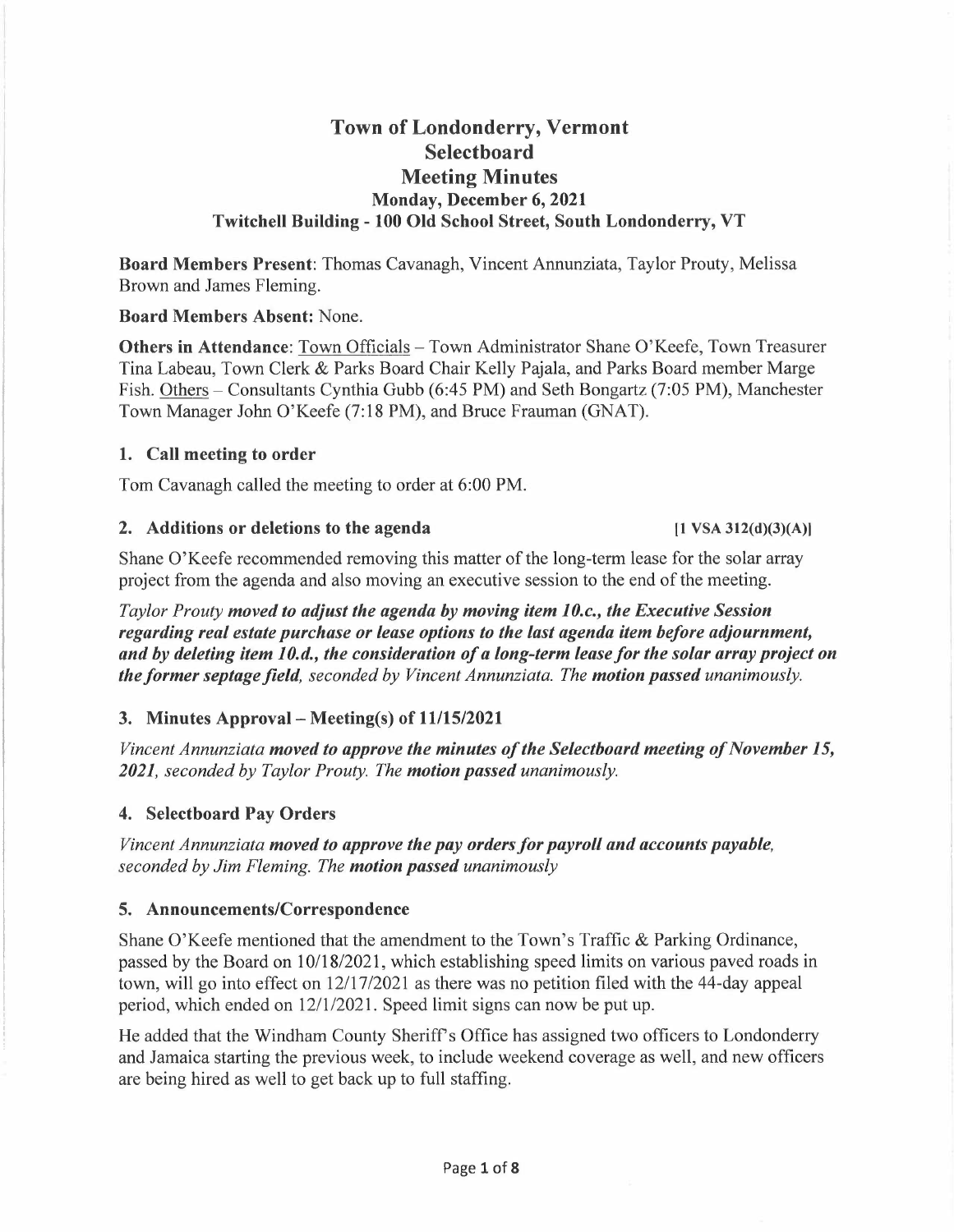# Town of Londonderry, Vermont
# Selectboard
# Meeting Minutes

### Monday, December 6, 2021
### Twitchell Building - 100 Old School Street, South Londonderry, VT

**Board Members Present**: Thomas Cavanagh, Vincent Annunziata, Taylor Prouty, Melissa Brown and James Fleming.

**Board Members Absent:** None.

**Others in Attendance**: Town Officials – Town Administrator Shane O'Keefe, Town Treasurer Tina Labeau, Town Clerk & Parks Board Chair Kelly Pajala, and Parks Board member Marge Fish. Others – Consultants Cynthia Gubb (6:45 PM) and Seth Bongartz (7:05 PM), Manchester Town Manager John O'Keefe (7:18 PM), and Bruce Frauman (GNAT).

## 1. Call meeting to order

Tom Cavanagh called the meeting to order at 6:00 PM.

## 2. Additions or deletions to the agenda [1 VSA 312(d)(3)(A)]

Shane O'Keefe recommended removing this matter of the long-term lease for the solar array project from the agenda and also moving an executive session to the end of the meeting.

*Taylor Prouty* ***moved to adjust the agenda by moving item 10.c., the Executive Session regarding real estate purchase or lease options to the last agenda item before adjournment, and by deleting item 10.d., the consideration of a long-term lease for the solar array project on the former septage field,*** *seconded by Vincent Annunziata. The* ***motion passed*** *unanimously.*

## 3. Minutes Approval – Meeting(s) of 11/15/2021

*Vincent Annunziata* ***moved to approve the minutes of the Selectboard meeting of November 15, 2021,*** *seconded by Taylor Prouty. The* ***motion passed*** *unanimously.*

## 4. Selectboard Pay Orders

*Vincent Annunziata* ***moved to approve the pay orders for payroll and accounts payable,*** *seconded by Jim Fleming. The* ***motion passed*** *unanimously*

## 5. Announcements/Correspondence

Shane O'Keefe mentioned that the amendment to the Town's Traffic & Parking Ordinance, passed by the Board on 10/18/2021, which establishing speed limits on various paved roads in town, will go into effect on 12/17/2021 as there was no petition filed with the 44-day appeal period, which ended on 12/1/2021. Speed limit signs can now be put up.

He added that the Windham County Sheriff's Office has assigned two officers to Londonderry and Jamaica starting the previous week, to include weekend coverage as well, and new officers are being hired as well to get back up to full staffing.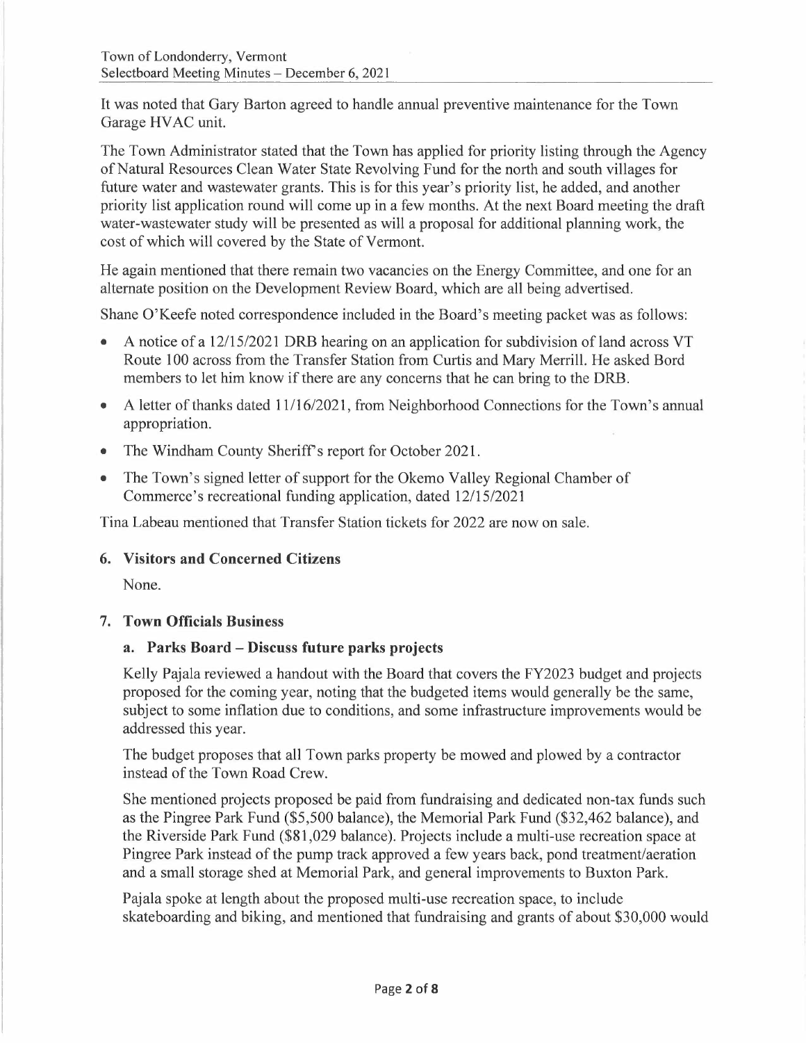It was noted that Gary Barton agreed to handle annual preventive maintenance for the Town Garage HVAC unit.

The Town Administrator stated that the Town has applied for priority listing through the Agency of Natural Resources Clean Water State Revolving Fund for the north and south villages for future water and wastewater grants. This is for this year's priority list, he added, and another priority list application round will come up in a few months. At the next Board meeting the draft water-wastewater study will be presented as will a proposal for additional planning work, the cost of which will covered by the State of Vermont.

He again mentioned that there remain two vacancies on the Energy Committee, and one for an alternate position on the Development Review Board, which are all being advertised.

Shane O'Keefe noted correspondence included in the Board's meeting packet was as follows:

- A notice of a 12/15/2021 DRB hearing on an application for subdivision of land across VT Route 100 across from the Transfer Station from Curtis and Mary Merrill. He asked Bord members to let him know if there are any concerns that he can bring to the DRB.
- A letter of thanks dated 11/16/2021, from Neighborhood Connections for the Town's annual appropriation.
- The Windham County Sheriff's report for October 2021.
- The Town's signed letter of support for the Okemo Valley Regional Chamber of Commerce's recreational funding application, dated 12/15/2021

Tina Labeau mentioned that Transfer Station tickets for 2022 are now on sale.

## 6. Visitors and Concerned Citizens

None.

## 7. Town Officials Business

### a. Parks Board – Discuss future parks projects

Kelly Pajala reviewed a handout with the Board that covers the FY2023 budget and projects proposed for the coming year, noting that the budgeted items would generally be the same, subject to some inflation due to conditions, and some infrastructure improvements would be addressed this year.

The budget proposes that all Town parks property be mowed and plowed by a contractor instead of the Town Road Crew.

She mentioned projects proposed be paid from fundraising and dedicated non-tax funds such as the Pingree Park Fund ($5,500 balance), the Memorial Park Fund ($32,462 balance), and the Riverside Park Fund ($81,029 balance). Projects include a multi-use recreation space at Pingree Park instead of the pump track approved a few years back, pond treatment/aeration and a small storage shed at Memorial Park, and general improvements to Buxton Park.

Pajala spoke at length about the proposed multi-use recreation space, to include skateboarding and biking, and mentioned that fundraising and grants of about $30,000 would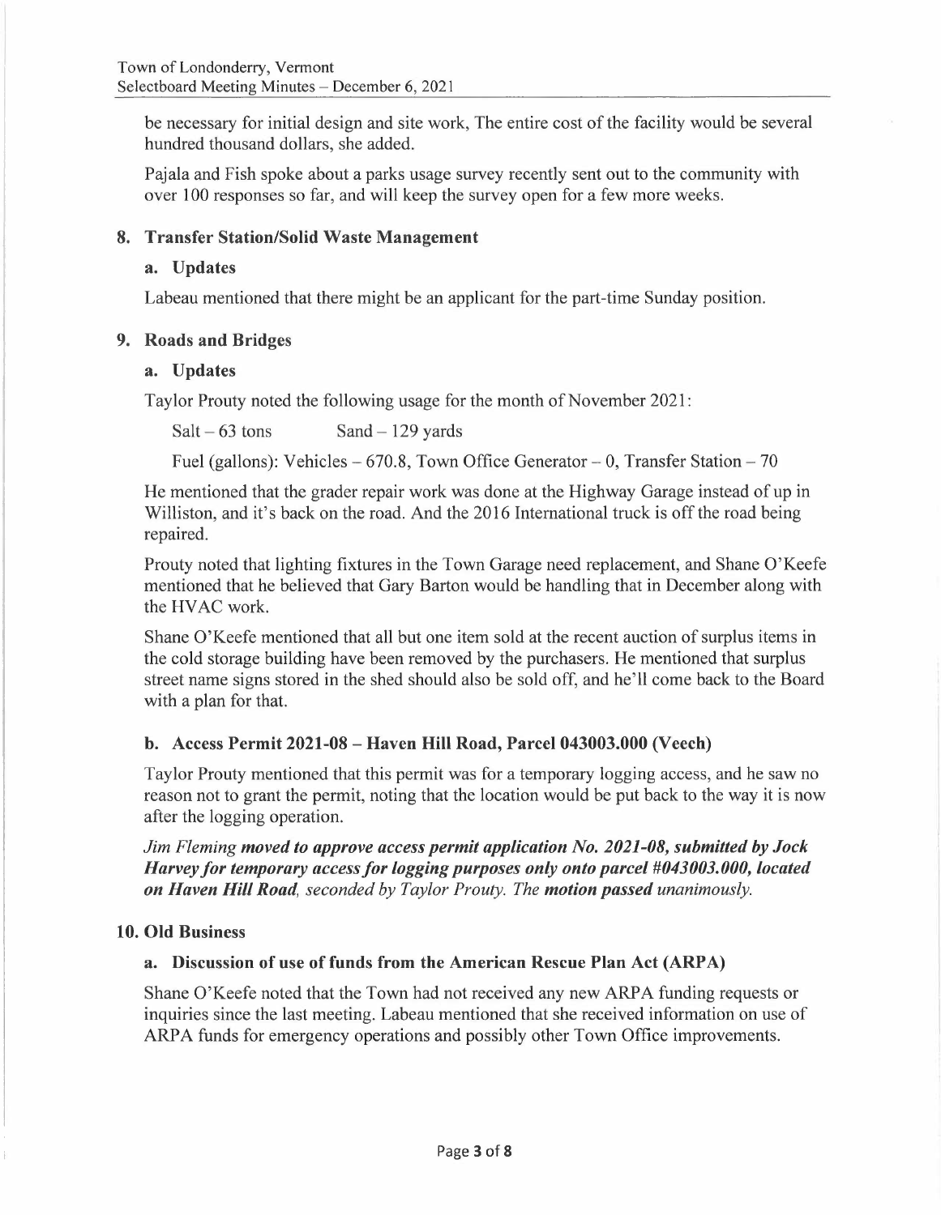be necessary for initial design and site work, The entire cost of the facility would be several hundred thousand dollars, she added.

Pajala and Fish spoke about a parks usage survey recently sent out to the community with over 100 responses so far, and will keep the survey open for a few more weeks.

## 8. Transfer Station/Solid Waste Management

### a. Updates

Labeau mentioned that there might be an applicant for the part-time Sunday position.

## 9. Roads and Bridges

### a. Updates

Taylor Prouty noted the following usage for the month of November 2021:

Salt – 63 tons  Sand – 129 yards

Fuel (gallons): Vehicles – 670.8, Town Office Generator – 0, Transfer Station – 70

He mentioned that the grader repair work was done at the Highway Garage instead of up in Williston, and it's back on the road. And the 2016 International truck is off the road being repaired.

Prouty noted that lighting fixtures in the Town Garage need replacement, and Shane O'Keefe mentioned that he believed that Gary Barton would be handling that in December along with the HVAC work.

Shane O'Keefe mentioned that all but one item sold at the recent auction of surplus items in the cold storage building have been removed by the purchasers. He mentioned that surplus street name signs stored in the shed should also be sold off, and he'll come back to the Board with a plan for that.

### b. Access Permit 2021-08 – Haven Hill Road, Parcel 043003.000 (Veech)

Taylor Prouty mentioned that this permit was for a temporary logging access, and he saw no reason not to grant the permit, noting that the location would be put back to the way it is now after the logging operation.

*Jim Fleming **moved to approve access permit application No. 2021-08, submitted by Jock Harvey for temporary access for logging purposes only onto parcel #043003.000, located on Haven Hill Road**, seconded by Taylor Prouty. The **motion passed** unanimously.*

## 10. Old Business

### a. Discussion of use of funds from the American Rescue Plan Act (ARPA)

Shane O'Keefe noted that the Town had not received any new ARPA funding requests or inquiries since the last meeting. Labeau mentioned that she received information on use of ARPA funds for emergency operations and possibly other Town Office improvements.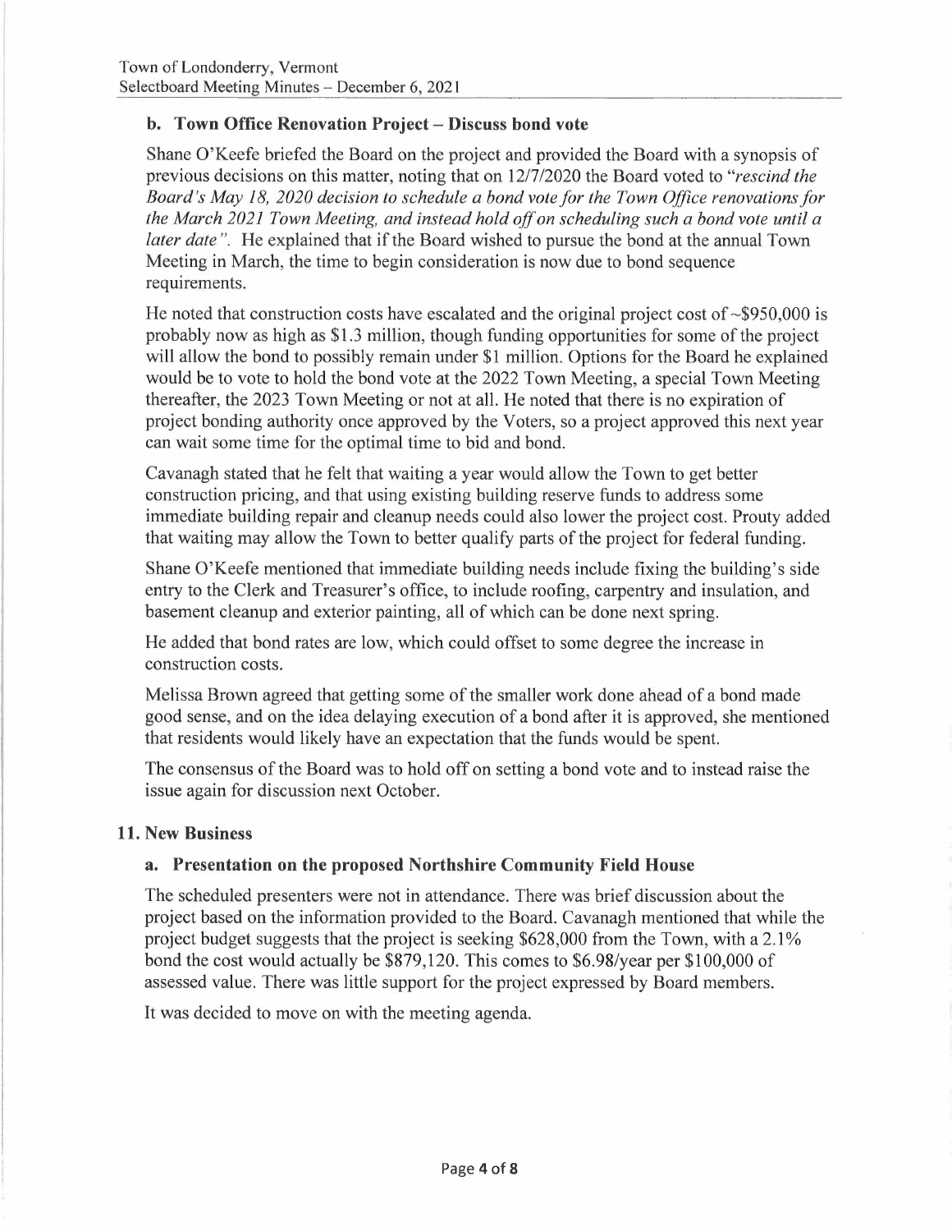**b. Town Office Renovation Project – Discuss bond vote**

Shane O'Keefe briefed the Board on the project and provided the Board with a synopsis of previous decisions on this matter, noting that on 12/7/2020 the Board voted to *"rescind the Board's May 18, 2020 decision to schedule a bond vote for the Town Office renovations for the March 2021 Town Meeting, and instead hold off on scheduling such a bond vote until a later date"*. He explained that if the Board wished to pursue the bond at the annual Town Meeting in March, the time to begin consideration is now due to bond sequence requirements.

He noted that construction costs have escalated and the original project cost of ~$950,000 is probably now as high as $1.3 million, though funding opportunities for some of the project will allow the bond to possibly remain under $1 million. Options for the Board he explained would be to vote to hold the bond vote at the 2022 Town Meeting, a special Town Meeting thereafter, the 2023 Town Meeting or not at all. He noted that there is no expiration of project bonding authority once approved by the Voters, so a project approved this next year can wait some time for the optimal time to bid and bond.

Cavanagh stated that he felt that waiting a year would allow the Town to get better construction pricing, and that using existing building reserve funds to address some immediate building repair and cleanup needs could also lower the project cost. Prouty added that waiting may allow the Town to better qualify parts of the project for federal funding.

Shane O'Keefe mentioned that immediate building needs include fixing the building's side entry to the Clerk and Treasurer's office, to include roofing, carpentry and insulation, and basement cleanup and exterior painting, all of which can be done next spring.

He added that bond rates are low, which could offset to some degree the increase in construction costs.

Melissa Brown agreed that getting some of the smaller work done ahead of a bond made good sense, and on the idea delaying execution of a bond after it is approved, she mentioned that residents would likely have an expectation that the funds would be spent.

The consensus of the Board was to hold off on setting a bond vote and to instead raise the issue again for discussion next October.

## 11. New Business

**a. Presentation on the proposed Northshire Community Field House**

The scheduled presenters were not in attendance. There was brief discussion about the project based on the information provided to the Board. Cavanagh mentioned that while the project budget suggests that the project is seeking $628,000 from the Town, with a 2.1% bond the cost would actually be $879,120. This comes to $6.98/year per $100,000 of assessed value. There was little support for the project expressed by Board members.

It was decided to move on with the meeting agenda.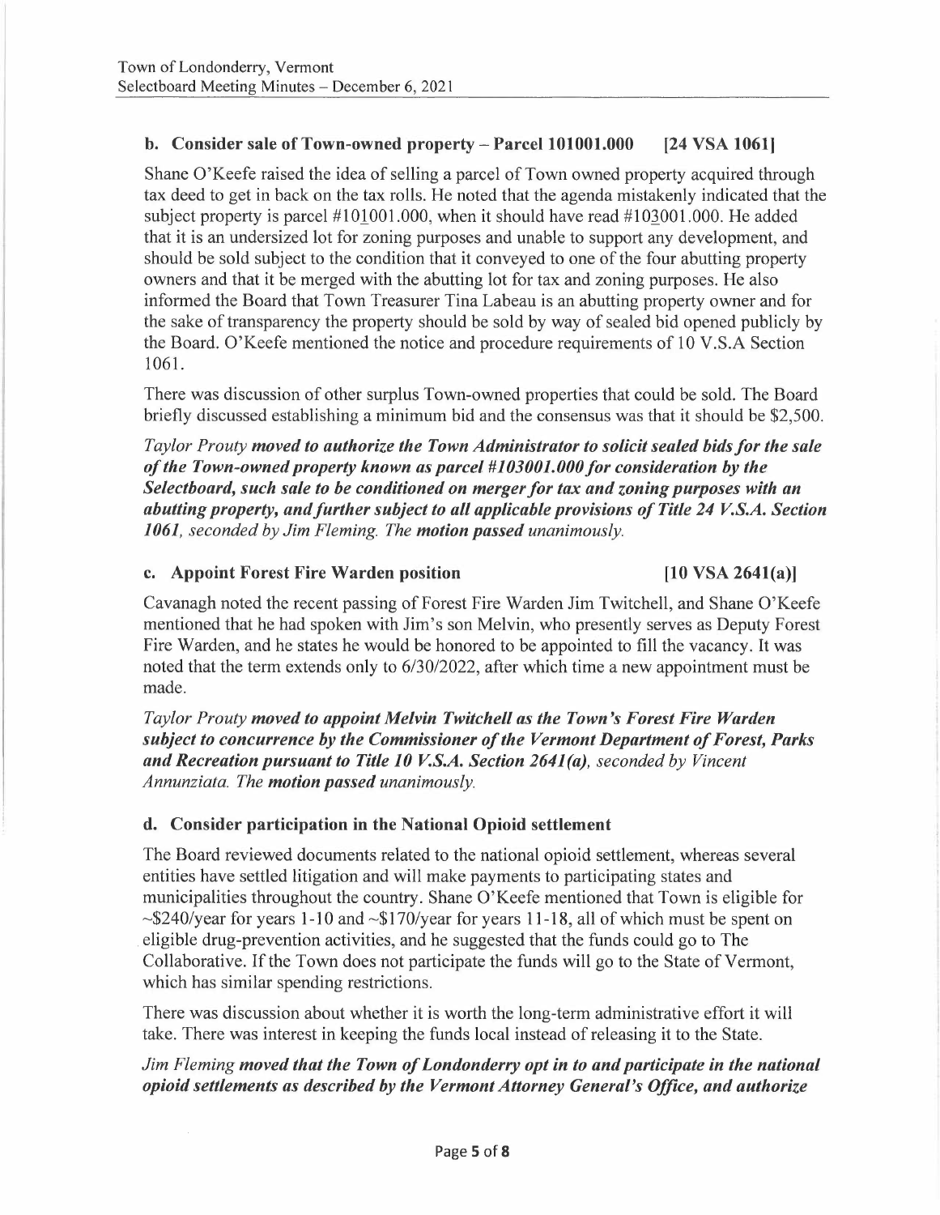**b. Consider sale of Town-owned property – Parcel 101001.000 [24 VSA 1061]**

Shane O'Keefe raised the idea of selling a parcel of Town owned property acquired through tax deed to get in back on the tax rolls. He noted that the agenda mistakenly indicated that the subject property is parcel #101001.000, when it should have read #103001.000. He added that it is an undersized lot for zoning purposes and unable to support any development, and should be sold subject to the condition that it conveyed to one of the four abutting property owners and that it be merged with the abutting lot for tax and zoning purposes. He also informed the Board that Town Treasurer Tina Labeau is an abutting property owner and for the sake of transparency the property should be sold by way of sealed bid opened publicly by the Board. O'Keefe mentioned the notice and procedure requirements of 10 V.S.A Section 1061.

There was discussion of other surplus Town-owned properties that could be sold. The Board briefly discussed establishing a minimum bid and the consensus was that it should be $2,500.

*Taylor Prouty* ***moved to authorize the Town Administrator to solicit sealed bids for the sale of the Town-owned property known as parcel #103001.000 for consideration by the Selectboard, such sale to be conditioned on merger for tax and zoning purposes with an abutting property, and further subject to all applicable provisions of Title 24 V.S.A. Section 1061****, seconded by Jim Fleming. The* ***motion passed*** *unanimously.*

**c. Appoint Forest Fire Warden position [10 VSA 2641(a)]**

Cavanagh noted the recent passing of Forest Fire Warden Jim Twitchell, and Shane O'Keefe mentioned that he had spoken with Jim's son Melvin, who presently serves as Deputy Forest Fire Warden, and he states he would be honored to be appointed to fill the vacancy. It was noted that the term extends only to 6/30/2022, after which time a new appointment must be made.

*Taylor Prouty* ***moved to appoint Melvin Twitchell as the Town's Forest Fire Warden subject to concurrence by the Commissioner of the Vermont Department of Forest, Parks and Recreation pursuant to Title 10 V.S.A. Section 2641(a)****, seconded by Vincent Annunziata. The* ***motion passed*** *unanimously.*

**d. Consider participation in the National Opioid settlement**

The Board reviewed documents related to the national opioid settlement, whereas several entities have settled litigation and will make payments to participating states and municipalities throughout the country. Shane O'Keefe mentioned that Town is eligible for ~$240/year for years 1-10 and ~$170/year for years 11-18, all of which must be spent on eligible drug-prevention activities, and he suggested that the funds could go to The Collaborative. If the Town does not participate the funds will go to the State of Vermont, which has similar spending restrictions.

There was discussion about whether it is worth the long-term administrative effort it will take. There was interest in keeping the funds local instead of releasing it to the State.

*Jim Fleming* ***moved that the Town of Londonderry opt in to and participate in the national opioid settlements as described by the Vermont Attorney General's Office, and authorize***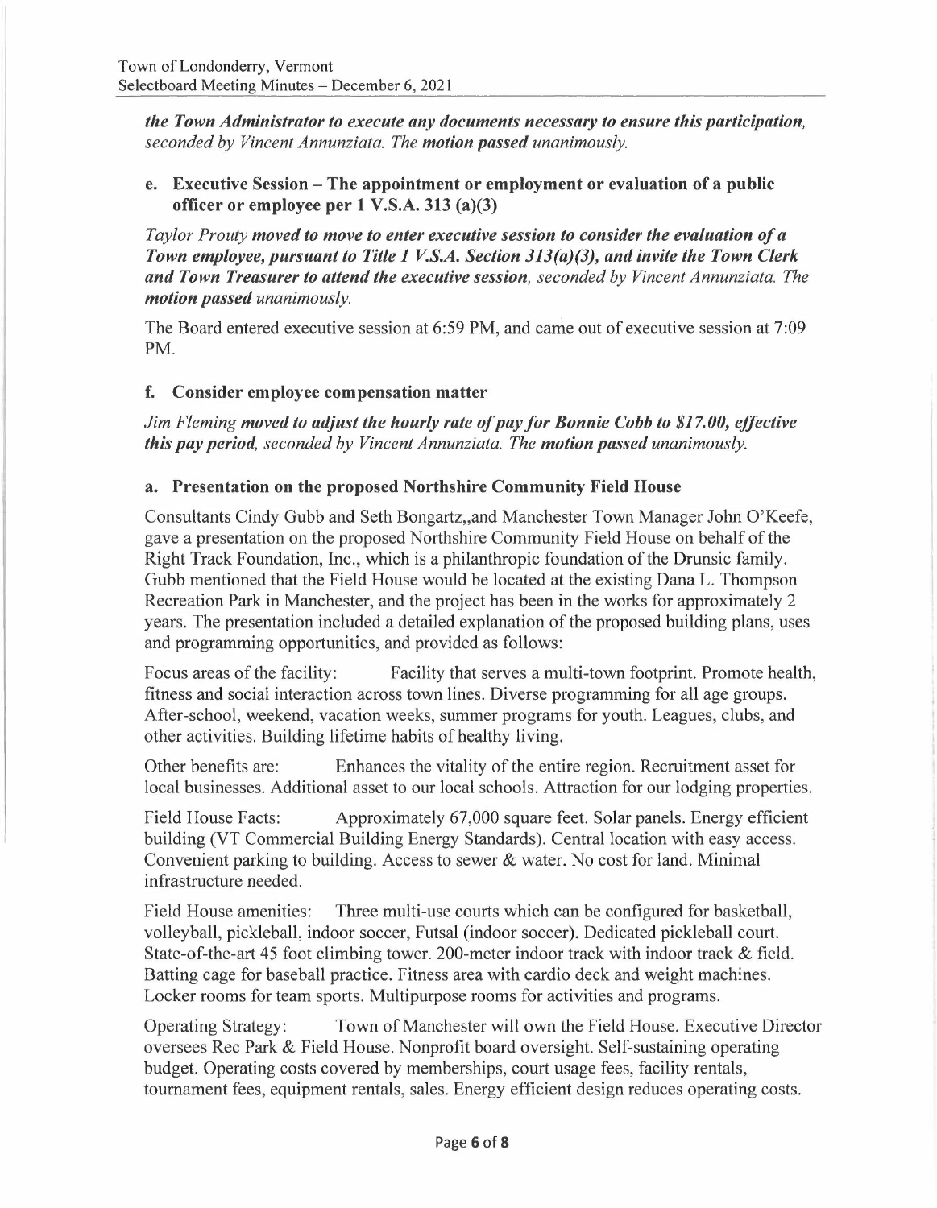***the Town Administrator to execute any documents necessary to ensure this participation,*** *seconded by Vincent Annunziata. The* ***motion passed*** *unanimously.*

**e. Executive Session – The appointment or employment or evaluation of a public officer or employee per 1 V.S.A. 313 (a)(3)**

*Taylor Prouty* ***moved to move to enter executive session to consider the evaluation of a Town employee, pursuant to Title 1 V.S.A. Section 313(a)(3), and invite the Town Clerk and Town Treasurer to attend the executive session,*** *seconded by Vincent Annunziata. The* ***motion passed*** *unanimously.*

The Board entered executive session at 6:59 PM, and came out of executive session at 7:09 PM.

**f. Consider employee compensation matter**

*Jim Fleming* ***moved to adjust the hourly rate of pay for Bonnie Cobb to $17.00, effective this pay period,*** *seconded by Vincent Annunziata. The* ***motion passed*** *unanimously.*

**a. Presentation on the proposed Northshire Community Field House**

Consultants Cindy Gubb and Seth Bongartz,,and Manchester Town Manager John O'Keefe, gave a presentation on the proposed Northshire Community Field House on behalf of the Right Track Foundation, Inc., which is a philanthropic foundation of the Drunsic family. Gubb mentioned that the Field House would be located at the existing Dana L. Thompson Recreation Park in Manchester, and the project has been in the works for approximately 2 years. The presentation included a detailed explanation of the proposed building plans, uses and programming opportunities, and provided as follows:

Focus areas of the facility: Facility that serves a multi-town footprint. Promote health, fitness and social interaction across town lines. Diverse programming for all age groups. After-school, weekend, vacation weeks, summer programs for youth. Leagues, clubs, and other activities. Building lifetime habits of healthy living.

Other benefits are: Enhances the vitality of the entire region. Recruitment asset for local businesses. Additional asset to our local schools. Attraction for our lodging properties.

Field House Facts: Approximately 67,000 square feet. Solar panels. Energy efficient building (VT Commercial Building Energy Standards). Central location with easy access. Convenient parking to building. Access to sewer & water. No cost for land. Minimal infrastructure needed.

Field House amenities: Three multi-use courts which can be configured for basketball, volleyball, pickleball, indoor soccer, Futsal (indoor soccer). Dedicated pickleball court. State-of-the-art 45 foot climbing tower. 200-meter indoor track with indoor track & field. Batting cage for baseball practice. Fitness area with cardio deck and weight machines. Locker rooms for team sports. Multipurpose rooms for activities and programs.

Operating Strategy: Town of Manchester will own the Field House. Executive Director oversees Rec Park & Field House. Nonprofit board oversight. Self-sustaining operating budget. Operating costs covered by memberships, court usage fees, facility rentals, tournament fees, equipment rentals, sales. Energy efficient design reduces operating costs.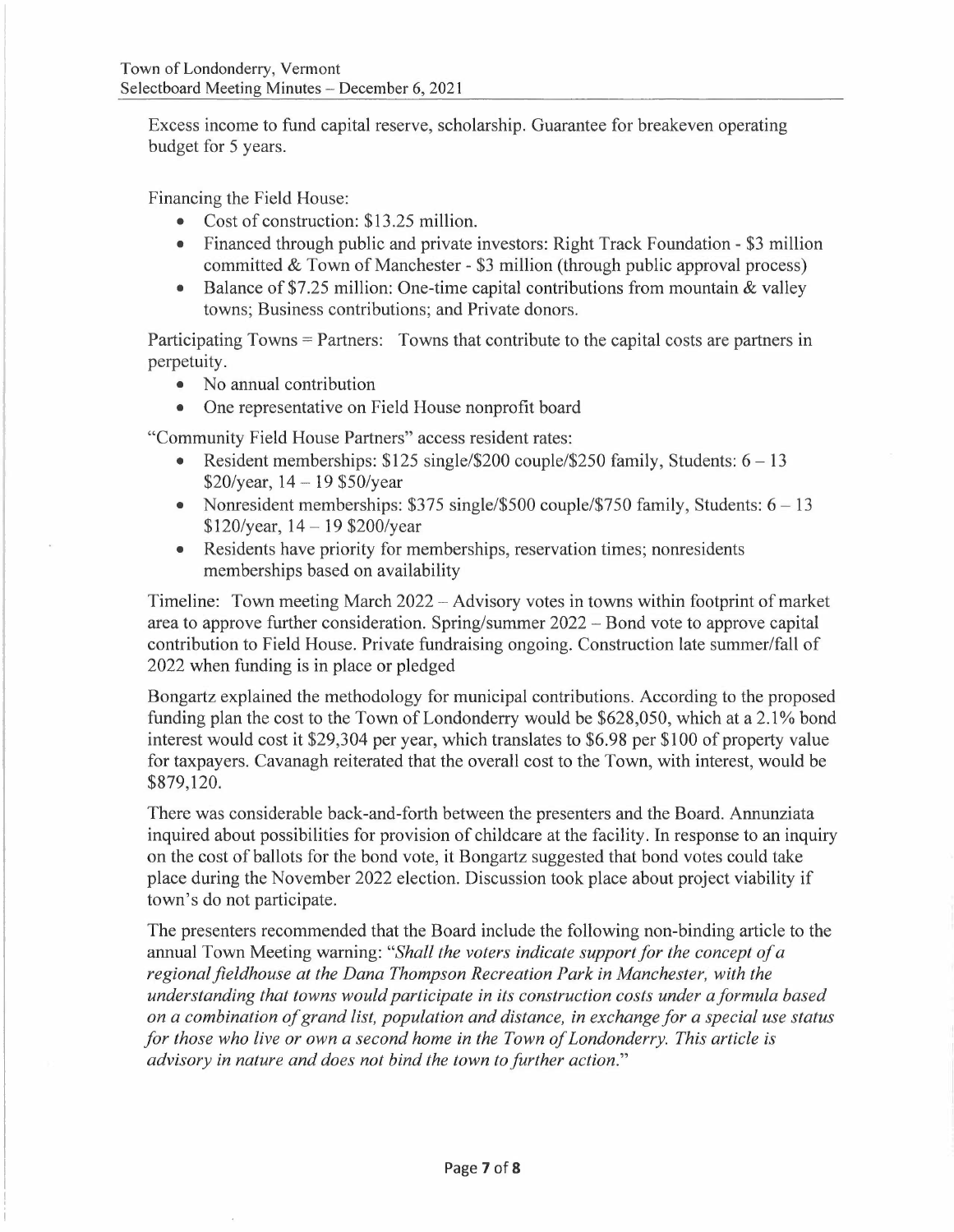Excess income to fund capital reserve, scholarship. Guarantee for breakeven operating budget for 5 years.

Financing the Field House:

- Cost of construction: $13.25 million.
- Financed through public and private investors: Right Track Foundation - $3 million committed & Town of Manchester - $3 million (through public approval process)
- Balance of $7.25 million: One-time capital contributions from mountain & valley towns; Business contributions; and Private donors.

Participating Towns = Partners: Towns that contribute to the capital costs are partners in perpetuity.

- No annual contribution
- One representative on Field House nonprofit board

"Community Field House Partners" access resident rates:

- Resident memberships: $125 single/$200 couple/$250 family, Students: 6 – 13 $20/year, 14 – 19 $50/year
- Nonresident memberships: $375 single/$500 couple/$750 family, Students: 6 – 13 $120/year, 14 – 19 $200/year
- Residents have priority for memberships, reservation times; nonresidents memberships based on availability

Timeline: Town meeting March 2022 – Advisory votes in towns within footprint of market area to approve further consideration. Spring/summer 2022 – Bond vote to approve capital contribution to Field House. Private fundraising ongoing. Construction late summer/fall of 2022 when funding is in place or pledged

Bongartz explained the methodology for municipal contributions. According to the proposed funding plan the cost to the Town of Londonderry would be $628,050, which at a 2.1% bond interest would cost it $29,304 per year, which translates to $6.98 per $100 of property value for taxpayers. Cavanagh reiterated that the overall cost to the Town, with interest, would be $879,120.

There was considerable back-and-forth between the presenters and the Board. Annunziata inquired about possibilities for provision of childcare at the facility. In response to an inquiry on the cost of ballots for the bond vote, it Bongartz suggested that bond votes could take place during the November 2022 election. Discussion took place about project viability if town's do not participate.

The presenters recommended that the Board include the following non-binding article to the annual Town Meeting warning: "*Shall the voters indicate support for the concept of a regional fieldhouse at the Dana Thompson Recreation Park in Manchester, with the understanding that towns would participate in its construction costs under a formula based on a combination of grand list, population and distance, in exchange for a special use status for those who live or own a second home in the Town of Londonderry. This article is advisory in nature and does not bind the town to further action.*"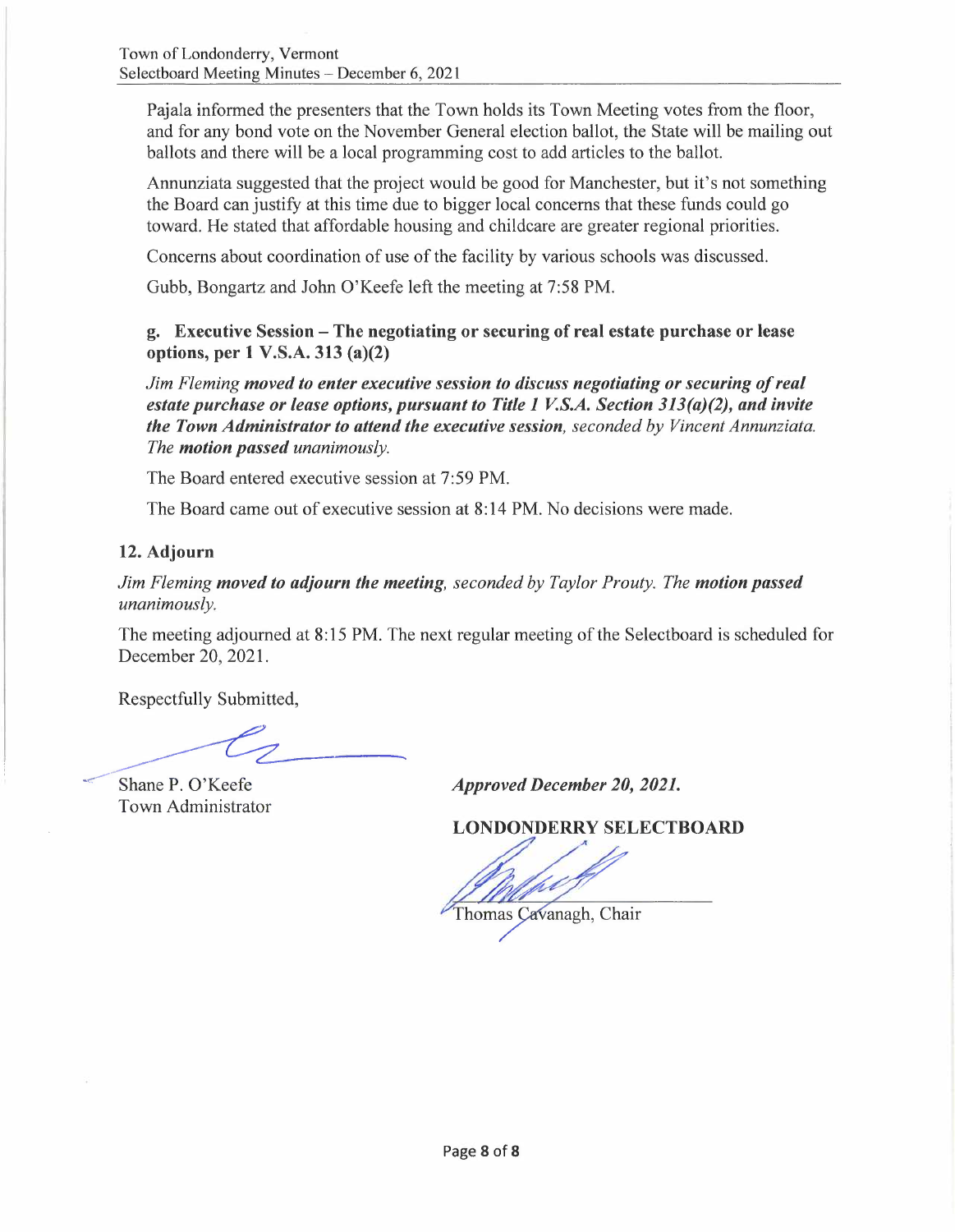Pajala informed the presenters that the Town holds its Town Meeting votes from the floor, and for any bond vote on the November General election ballot, the State will be mailing out ballots and there will be a local programming cost to add articles to the ballot.

Annunziata suggested that the project would be good for Manchester, but it's not something the Board can justify at this time due to bigger local concerns that these funds could go toward. He stated that affordable housing and childcare are greater regional priorities.

Concerns about coordination of use of the facility by various schools was discussed.

Gubb, Bongartz and John O'Keefe left the meeting at 7:58 PM.

**g. Executive Session – The negotiating or securing of real estate purchase or lease options, per 1 V.S.A. 313 (a)(2)**

*Jim Fleming* ***moved to enter executive session to discuss negotiating or securing of real estate purchase or lease options, pursuant to Title 1 V.S.A. Section 313(a)(2), and invite the Town Administrator to attend the executive session****, seconded by Vincent Annunziata. The* ***motion passed*** *unanimously.*

The Board entered executive session at 7:59 PM.

The Board came out of executive session at 8:14 PM. No decisions were made.

## 12. Adjourn

*Jim Fleming* ***moved to adjourn the meeting****, seconded by Taylor Prouty. The* ***motion passed*** *unanimously.*

The meeting adjourned at 8:15 PM. The next regular meeting of the Selectboard is scheduled for December 20, 2021.

Respectfully Submitted,

Shane P. O'Keefe
Town Administrator

***Approved December 20, 2021.***

**LONDONDERRY SELECTBOARD**

Thomas Cavanagh, Chair